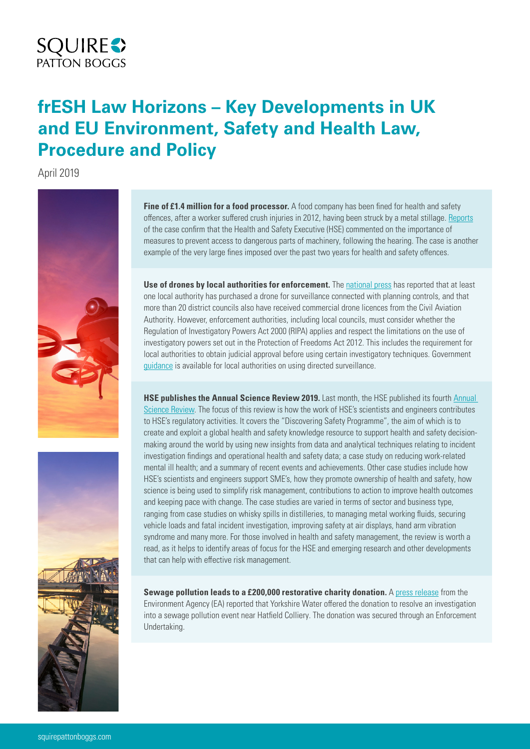# frESH Law Horizons – Key Developments in UK and EU Environment, Safety and Health Law, Procedure and Policy

April 2019

**Fine of £1.4 million for a food processor.** A food company has been fined for health and safety offences, after a worker suffered crush injuries in 2012, having been struck by a metal stillage. Reports of the case confirm that the Health and Safety Executive (HSE) commented on the importance of measures to prevent access to dangerous parts of machinery, following the hearing. The case is another example of the very large fines imposed over the past two years for health and safety offences.

**Use of drones by local authorities for enforcement.** The national press has reported that at least one local authority has purchased a drone for surveillance connected with planning controls, and that more than 20 district councils also have received commercial drone licences from the Civil Aviation Authority. However, enforcement authorities, including local councils, must consider whether the Regulation of Investigatory Powers Act 2000 (RIPA) applies and respect the limitations on the use of investigatory powers set out in the Protection of Freedoms Act 2012. This includes the requirement for local authorities to obtain judicial approval before using certain investigatory techniques. Government guidance is available for local authorities on using directed surveillance.

**HSE publishes the Annual Science Review 2019.** Last month, the HSE published its fourth Annual Science Review. The focus of this review is how the work of HSE's scientists and engineers contributes to HSE's regulatory activities. It covers the "Discovering Safety Programme", the aim of which is to create and exploit a global health and safety knowledge resource to support health and safety decision-making around the world by using new insights from data and analytical techniques relating to incident investigation findings and operational health and safety data; a case study on reducing work-related mental ill health; and a summary of recent events and achievements. Other case studies include how HSE's scientists and engineers support SME's, how they promote ownership of health and safety, how science is being used to simplify risk management, contributions to action to improve health outcomes and keeping pace with change. The case studies are varied in terms of sector and business type, ranging from case studies on whisky spills in distilleries, to managing metal working fluids, securing vehicle loads and fatal incident investigation, improving safety at air displays, hand arm vibration syndrome and many more. For those involved in health and safety management, the review is worth a read, as it helps to identify areas of focus for the HSE and emerging research and other developments that can help with effective risk management.

**Sewage pollution leads to a £200,000 restorative charity donation.** A press release from the Environment Agency (EA) reported that Yorkshire Water offered the donation to resolve an investigation into a sewage pollution event near Hatfield Colliery. The donation was secured through an Enforcement Undertaking.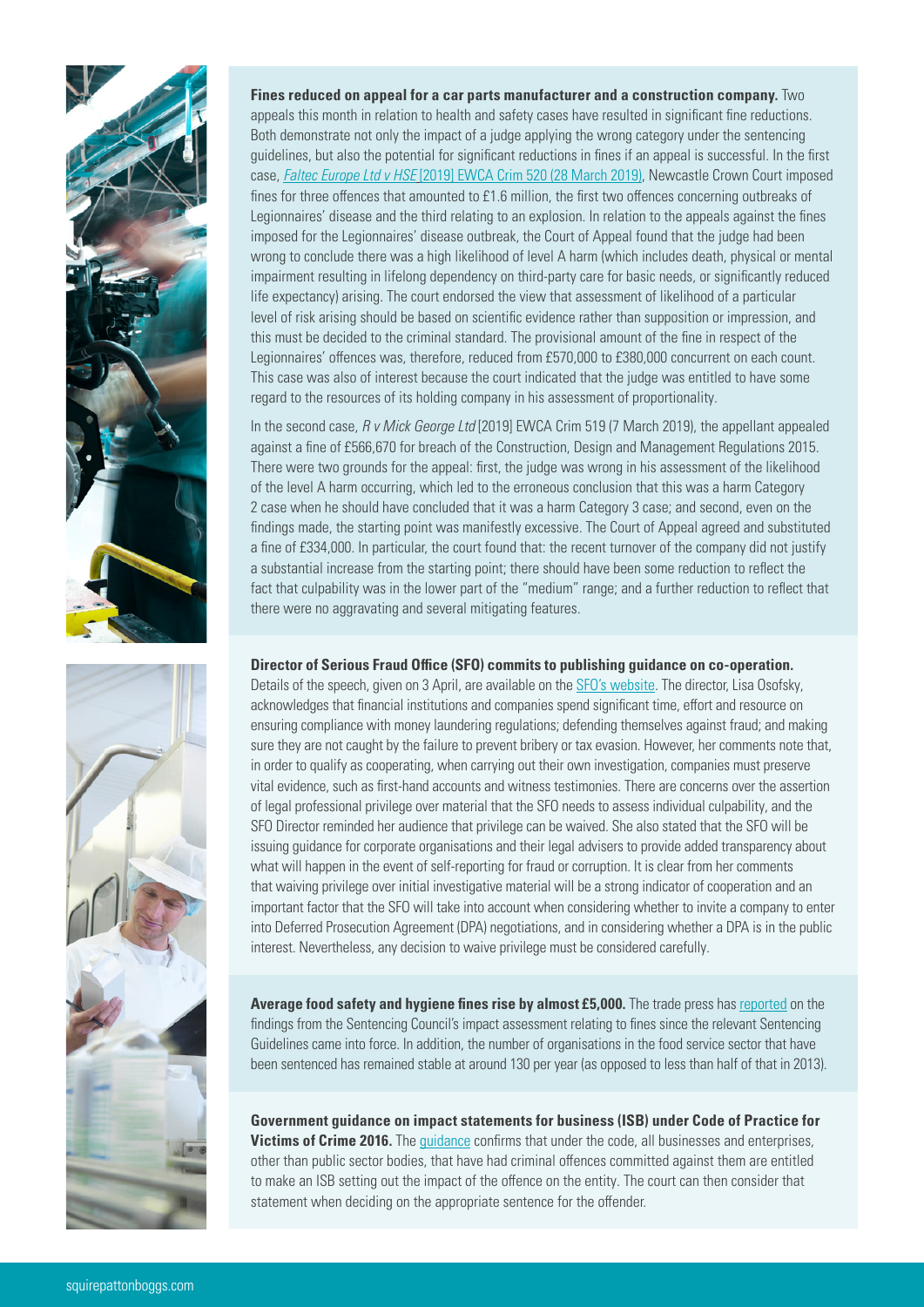**Fines reduced on appeal for a car parts manufacturer and a construction company.** Two appeals this month in relation to health and safety cases have resulted in significant fine reductions. Both demonstrate not only the impact of a judge applying the wrong category under the sentencing guidelines, but also the potential for significant reductions in fines if an appeal is successful. In the first case, *Faltec Europe Ltd v HSE* [2019] EWCA Crim 520 (28 March 2019), Newcastle Crown Court imposed fines for three offences that amounted to £1.6 million, the first two offences concerning outbreaks of Legionnaires' disease and the third relating to an explosion. In relation to the appeals against the fines imposed for the Legionnaires' disease outbreak, the Court of Appeal found that the judge had been wrong to conclude there was a high likelihood of level A harm (which includes death, physical or mental impairment resulting in lifelong dependency on third-party care for basic needs, or significantly reduced life expectancy) arising. The court endorsed the view that assessment of likelihood of a particular level of risk arising should be based on scientific evidence rather than supposition or impression, and this must be decided to the criminal standard. The provisional amount of the fine in respect of the Legionnaires' offences was, therefore, reduced from £570,000 to £380,000 concurrent on each count. This case was also of interest because the court indicated that the judge was entitled to have some regard to the resources of its holding company in his assessment of proportionality.

In the second case, *R v Mick George Ltd* [2019] EWCA Crim 519 (7 March 2019), the appellant appealed against a fine of £566,670 for breach of the Construction, Design and Management Regulations 2015. There were two grounds for the appeal: first, the judge was wrong in his assessment of the likelihood of the level A harm occurring, which led to the erroneous conclusion that this was a harm Category 2 case when he should have concluded that it was a harm Category 3 case; and second, even on the findings made, the starting point was manifestly excessive. The Court of Appeal agreed and substituted a fine of £334,000. In particular, the court found that: the recent turnover of the company did not justify a substantial increase from the starting point; there should have been some reduction to reflect the fact that culpability was in the lower part of the "medium" range; and a further reduction to reflect that there were no aggravating and several mitigating features.

**Director of Serious Fraud Office (SFO) commits to publishing guidance on co-operation.** Details of the speech, given on 3 April, are available on the SFO's website. The director, Lisa Osofsky, acknowledges that financial institutions and companies spend significant time, effort and resource on ensuring compliance with money laundering regulations; defending themselves against fraud; and making sure they are not caught by the failure to prevent bribery or tax evasion. However, her comments note that, in order to qualify as cooperating, when carrying out their own investigation, companies must preserve vital evidence, such as first-hand accounts and witness testimonies. There are concerns over the assertion of legal professional privilege over material that the SFO needs to assess individual culpability, and the SFO Director reminded her audience that privilege can be waived. She also stated that the SFO will be issuing guidance for corporate organisations and their legal advisers to provide added transparency about what will happen in the event of self-reporting for fraud or corruption. It is clear from her comments that waiving privilege over initial investigative material will be a strong indicator of cooperation and an important factor that the SFO will take into account when considering whether to invite a company to enter into Deferred Prosecution Agreement (DPA) negotiations, and in considering whether a DPA is in the public interest. Nevertheless, any decision to waive privilege must be considered carefully.

**Average food safety and hygiene fines rise by almost £5,000.** The trade press has reported on the findings from the Sentencing Council's impact assessment relating to fines since the relevant Sentencing Guidelines came into force. In addition, the number of organisations in the food service sector that have been sentenced has remained stable at around 130 per year (as opposed to less than half of that in 2013).

**Government guidance on impact statements for business (ISB) under Code of Practice for Victims of Crime 2016.** The guidance confirms that under the code, all businesses and enterprises, other than public sector bodies, that have had criminal offences committed against them are entitled to make an ISB setting out the impact of the offence on the entity. The court can then consider that statement when deciding on the appropriate sentence for the offender.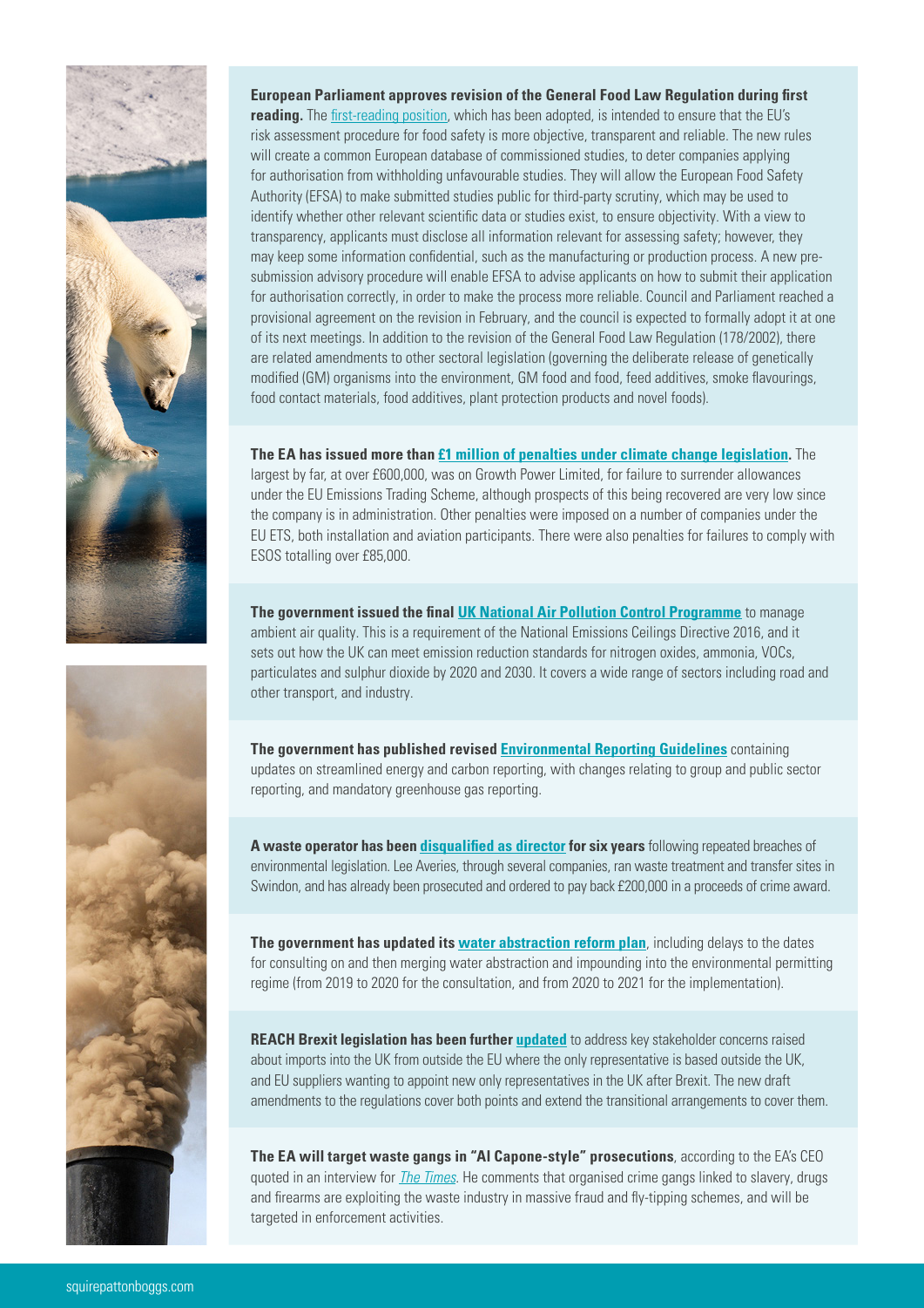**European Parliament approves revision of the General Food Law Regulation during first reading.** The first-reading position, which has been adopted, is intended to ensure that the EU's risk assessment procedure for food safety is more objective, transparent and reliable. The new rules will create a common European database of commissioned studies, to deter companies applying for authorisation from withholding unfavourable studies. They will allow the European Food Safety Authority (EFSA) to make submitted studies public for third-party scrutiny, which may be used to identify whether other relevant scientific data or studies exist, to ensure objectivity. With a view to transparency, applicants must disclose all information relevant for assessing safety; however, they may keep some information confidential, such as the manufacturing or production process. A new pre-submission advisory procedure will enable EFSA to advise applicants on how to submit their application for authorisation correctly, in order to make the process more reliable. Council and Parliament reached a provisional agreement on the revision in February, and the council is expected to formally adopt it at one of its next meetings. In addition to the revision of the General Food Law Regulation (178/2002), there are related amendments to other sectoral legislation (governing the deliberate release of genetically modified (GM) organisms into the environment, GM food and food, feed additives, smoke flavourings, food contact materials, food additives, plant protection products and novel foods).

**The EA has issued more than £1 million of penalties under climate change legislation.** The largest by far, at over £600,000, was on Growth Power Limited, for failure to surrender allowances under the EU Emissions Trading Scheme, although prospects of this being recovered are very low since the company is in administration. Other penalties were imposed on a number of companies under the EU ETS, both installation and aviation participants. There were also penalties for failures to comply with ESOS totalling over £85,000.

**The government issued the final UK National Air Pollution Control Programme** to manage ambient air quality. This is a requirement of the National Emissions Ceilings Directive 2016, and it sets out how the UK can meet emission reduction standards for nitrogen oxides, ammonia, VOCs, particulates and sulphur dioxide by 2020 and 2030. It covers a wide range of sectors including road and other transport, and industry.

**The government has published revised Environmental Reporting Guidelines** containing updates on streamlined energy and carbon reporting, with changes relating to group and public sector reporting, and mandatory greenhouse gas reporting.

**A waste operator has been disqualified as director for six years** following repeated breaches of environmental legislation. Lee Averies, through several companies, ran waste treatment and transfer sites in Swindon, and has already been prosecuted and ordered to pay back £200,000 in a proceeds of crime award.

**The government has updated its water abstraction reform plan**, including delays to the dates for consulting on and then merging water abstraction and impounding into the environmental permitting regime (from 2019 to 2020 for the consultation, and from 2020 to 2021 for the implementation).

**REACH Brexit legislation has been further updated** to address key stakeholder concerns raised about imports into the UK from outside the EU where the only representative is based outside the UK, and EU suppliers wanting to appoint new only representatives in the UK after Brexit. The new draft amendments to the regulations cover both points and extend the transitional arrangements to cover them.

**The EA will target waste gangs in "Al Capone-style" prosecutions**, according to the EA's CEO quoted in an interview for *The Times*. He comments that organised crime gangs linked to slavery, drugs and firearms are exploiting the waste industry in massive fraud and fly-tipping schemes, and will be targeted in enforcement activities.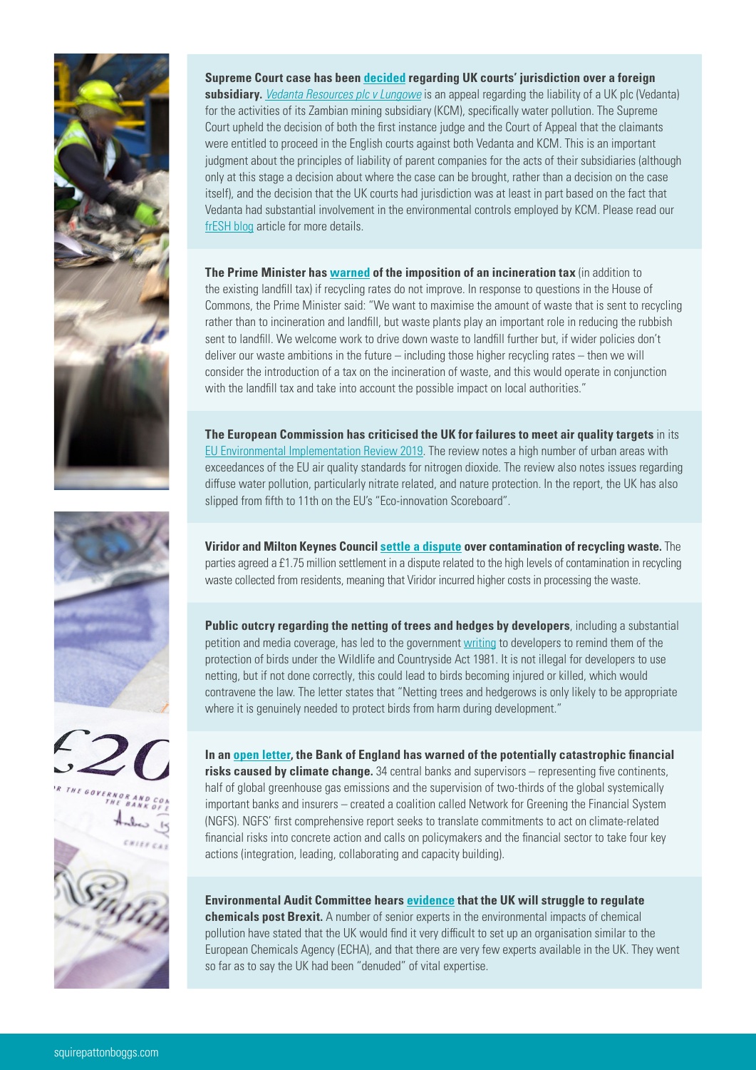**Supreme Court case has been decided regarding UK courts' jurisdiction over a foreign subsidiary.** *Vedanta Resources plc v Lungowe* is an appeal regarding the liability of a UK plc (Vedanta) for the activities of its Zambian mining subsidiary (KCM), specifically water pollution. The Supreme Court upheld the decision of both the first instance judge and the Court of Appeal that the claimants were entitled to proceed in the English courts against both Vedanta and KCM. This is an important judgment about the principles of liability of parent companies for the acts of their subsidiaries (although only at this stage a decision about where the case can be brought, rather than a decision on the case itself), and the decision that the UK courts had jurisdiction was at least in part based on the fact that Vedanta had substantial involvement in the environmental controls employed by KCM. Please read our frESH blog article for more details.

**The Prime Minister has warned of the imposition of an incineration tax** (in addition to the existing landfill tax) if recycling rates do not improve. In response to questions in the House of Commons, the Prime Minister said: "We want to maximise the amount of waste that is sent to recycling rather than to incineration and landfill, but waste plants play an important role in reducing the rubbish sent to landfill. We welcome work to drive down waste to landfill further but, if wider policies don't deliver our waste ambitions in the future – including those higher recycling rates – then we will consider the introduction of a tax on the incineration of waste, and this would operate in conjunction with the landfill tax and take into account the possible impact on local authorities."

**The European Commission has criticised the UK for failures to meet air quality targets** in its EU Environmental Implementation Review 2019. The review notes a high number of urban areas with exceedances of the EU air quality standards for nitrogen dioxide. The review also notes issues regarding diffuse water pollution, particularly nitrate related, and nature protection. In the report, the UK has also slipped from fifth to 11th on the EU's "Eco-innovation Scoreboard".

**Viridor and Milton Keynes Council settle a dispute over contamination of recycling waste.** The parties agreed a £1.75 million settlement in a dispute related to the high levels of contamination in recycling waste collected from residents, meaning that Viridor incurred higher costs in processing the waste.

**Public outcry regarding the netting of trees and hedges by developers**, including a substantial petition and media coverage, has led to the government writing to developers to remind them of the protection of birds under the Wildlife and Countryside Act 1981. It is not illegal for developers to use netting, but if not done correctly, this could lead to birds becoming injured or killed, which would contravene the law. The letter states that "Netting trees and hedgerows is only likely to be appropriate where it is genuinely needed to protect birds from harm during development."

**In an open letter, the Bank of England has warned of the potentially catastrophic financial risks caused by climate change.** 34 central banks and supervisors – representing five continents, half of global greenhouse gas emissions and the supervision of two-thirds of the global systemically important banks and insurers – created a coalition called Network for Greening the Financial System (NGFS). NGFS' first comprehensive report seeks to translate commitments to act on climate-related financial risks into concrete action and calls on policymakers and the financial sector to take four key actions (integration, leading, collaborating and capacity building).

**Environmental Audit Committee hears evidence that the UK will struggle to regulate chemicals post Brexit.** A number of senior experts in the environmental impacts of chemical pollution have stated that the UK would find it very difficult to set up an organisation similar to the European Chemicals Agency (ECHA), and that there are very few experts available in the UK. They went so far as to say the UK had been "denuded" of vital expertise.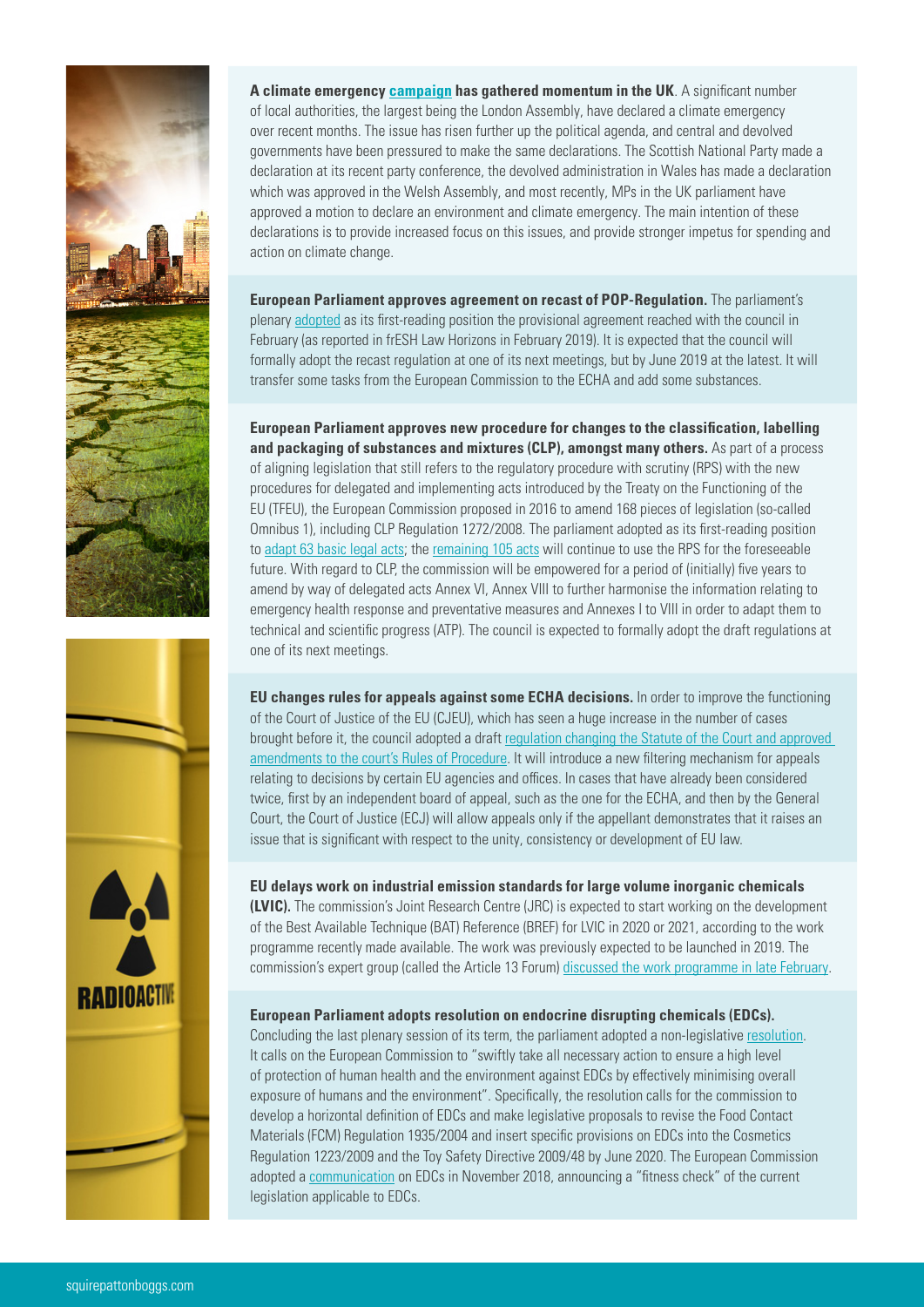**A climate emergency campaign has gathered momentum in the UK**. A significant number of local authorities, the largest being the London Assembly, have declared a climate emergency over recent months. The issue has risen further up the political agenda, and central and devolved governments have been pressured to make the same declarations. The Scottish National Party made a declaration at its recent party conference, the devolved administration in Wales has made a declaration which was approved in the Welsh Assembly, and most recently, MPs in the UK parliament have approved a motion to declare an environment and climate emergency. The main intention of these declarations is to provide increased focus on this issues, and provide stronger impetus for spending and action on climate change.

**European Parliament approves agreement on recast of POP-Regulation.** The parliament's plenary adopted as its first-reading position the provisional agreement reached with the council in February (as reported in frESH Law Horizons in February 2019). It is expected that the council will formally adopt the recast regulation at one of its next meetings, but by June 2019 at the latest. It will transfer some tasks from the European Commission to the ECHA and add some substances.

**European Parliament approves new procedure for changes to the classification, labelling and packaging of substances and mixtures (CLP), amongst many others.** As part of a process of aligning legislation that still refers to the regulatory procedure with scrutiny (RPS) with the new procedures for delegated and implementing acts introduced by the Treaty on the Functioning of the EU (TFEU), the European Commission proposed in 2016 to amend 168 pieces of legislation (so-called Omnibus 1), including CLP Regulation 1272/2008. The parliament adopted as its first-reading position to adapt 63 basic legal acts; the remaining 105 acts will continue to use the RPS for the foreseeable future. With regard to CLP, the commission will be empowered for a period of (initially) five years to amend by way of delegated acts Annex VI, Annex VIII to further harmonise the information relating to emergency health response and preventative measures and Annexes I to VIII in order to adapt them to technical and scientific progress (ATP). The council is expected to formally adopt the draft regulations at one of its next meetings.

**EU changes rules for appeals against some ECHA decisions.** In order to improve the functioning of the Court of Justice of the EU (CJEU), which has seen a huge increase in the number of cases brought before it, the council adopted a draft regulation changing the Statute of the Court and approved amendments to the court's Rules of Procedure. It will introduce a new filtering mechanism for appeals relating to decisions by certain EU agencies and offices. In cases that have already been considered twice, first by an independent board of appeal, such as the one for the ECHA, and then by the General Court, the Court of Justice (ECJ) will allow appeals only if the appellant demonstrates that it raises an issue that is significant with respect to the unity, consistency or development of EU law.

**EU delays work on industrial emission standards for large volume inorganic chemicals (LVIC).** The commission's Joint Research Centre (JRC) is expected to start working on the development of the Best Available Technique (BAT) Reference (BREF) for LVIC in 2020 or 2021, according to the work programme recently made available. The work was previously expected to be launched in 2019. The commission's expert group (called the Article 13 Forum) discussed the work programme in late February.

**European Parliament adopts resolution on endocrine disrupting chemicals (EDCs).** Concluding the last plenary session of its term, the parliament adopted a non-legislative resolution. It calls on the European Commission to "swiftly take all necessary action to ensure a high level of protection of human health and the environment against EDCs by effectively minimising overall exposure of humans and the environment". Specifically, the resolution calls for the commission to develop a horizontal definition of EDCs and make legislative proposals to revise the Food Contact Materials (FCM) Regulation 1935/2004 and insert specific provisions on EDCs into the Cosmetics Regulation 1223/2009 and the Toy Safety Directive 2009/48 by June 2020. The European Commission adopted a communication on EDCs in November 2018, announcing a "fitness check" of the current legislation applicable to EDCs.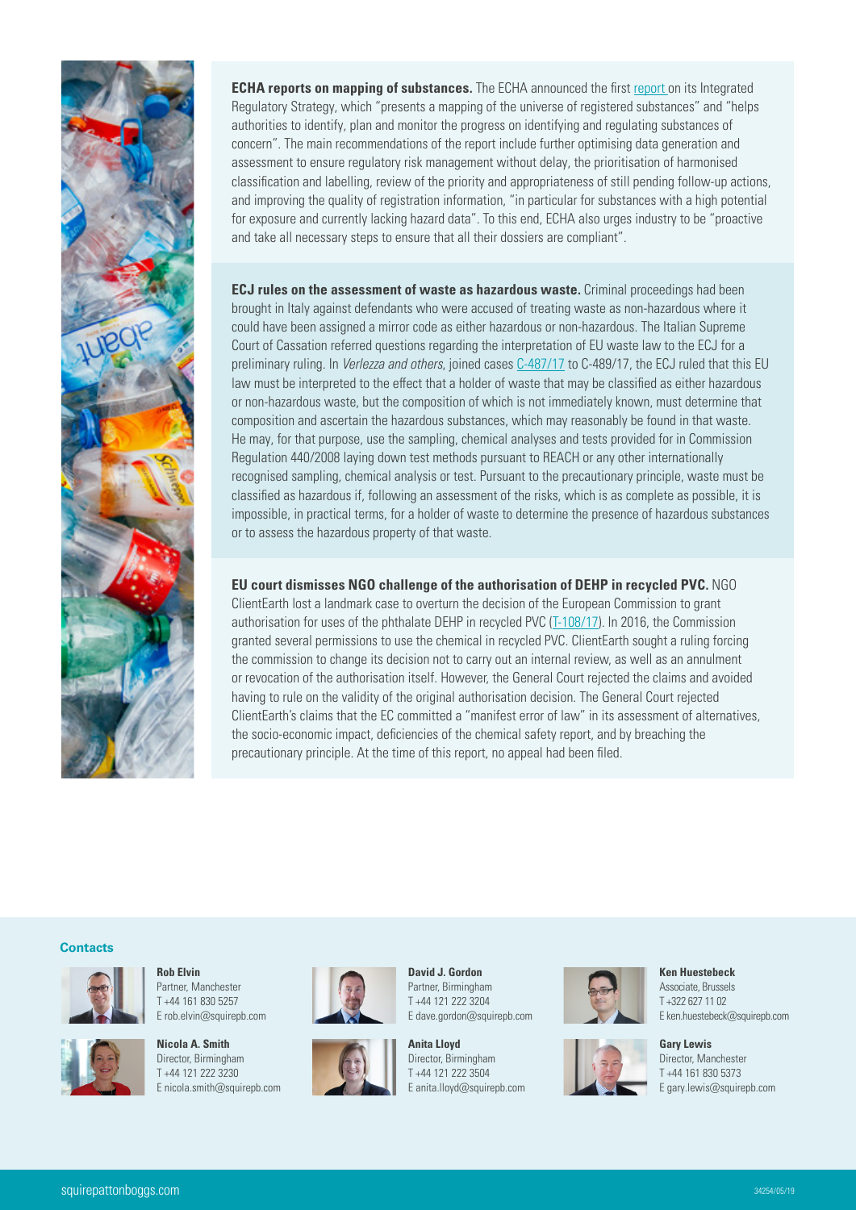**ECHA reports on mapping of substances.** The ECHA announced the first report on its Integrated Regulatory Strategy, which "presents a mapping of the universe of registered substances" and "helps authorities to identify, plan and monitor the progress on identifying and regulating substances of concern". The main recommendations of the report include further optimising data generation and assessment to ensure regulatory risk management without delay, the prioritisation of harmonised classification and labelling, review of the priority and appropriateness of still pending follow-up actions, and improving the quality of registration information, "in particular for substances with a high potential for exposure and currently lacking hazard data". To this end, ECHA also urges industry to be "proactive and take all necessary steps to ensure that all their dossiers are compliant".

**ECJ rules on the assessment of waste as hazardous waste.** Criminal proceedings had been brought in Italy against defendants who were accused of treating waste as non-hazardous where it could have been assigned a mirror code as either hazardous or non-hazardous. The Italian Supreme Court of Cassation referred questions regarding the interpretation of EU waste law to the ECJ for a preliminary ruling. In *Verlezza and others*, joined cases C-487/17 to C-489/17, the ECJ ruled that this EU law must be interpreted to the effect that a holder of waste that may be classified as either hazardous or non-hazardous waste, but the composition of which is not immediately known, must determine that composition and ascertain the hazardous substances, which may reasonably be found in that waste. He may, for that purpose, use the sampling, chemical analyses and tests provided for in Commission Regulation 440/2008 laying down test methods pursuant to REACH or any other internationally recognised sampling, chemical analysis or test. Pursuant to the precautionary principle, waste must be classified as hazardous if, following an assessment of the risks, which is as complete as possible, it is impossible, in practical terms, for a holder of waste to determine the presence of hazardous substances or to assess the hazardous property of that waste.

**EU court dismisses NGO challenge of the authorisation of DEHP in recycled PVC.** NGO ClientEarth lost a landmark case to overturn the decision of the European Commission to grant authorisation for uses of the phthalate DEHP in recycled PVC (T-108/17). In 2016, the Commission granted several permissions to use the chemical in recycled PVC. ClientEarth sought a ruling forcing the commission to change its decision not to carry out an internal review, as well as an annulment or revocation of the authorisation itself. However, the General Court rejected the claims and avoided having to rule on the validity of the original authorisation decision. The General Court rejected ClientEarth's claims that the EC committed a "manifest error of law" in its assessment of alternatives, the socio-economic impact, deficiencies of the chemical safety report, and by breaching the precautionary principle. At the time of this report, no appeal had been filed.

## Contacts

**Rob Elvin**
Partner, Manchester
T +44 161 830 5257
E rob.elvin@squirepb.com

**Nicola A. Smith**
Director, Birmingham
T +44 121 222 3230
E nicola.smith@squirepb.com

**David J. Gordon**
Partner, Birmingham
T +44 121 222 3204
E dave.gordon@squirepb.com

**Anita Lloyd**
Director, Birmingham
T +44 121 222 3504
E anita.lloyd@squirepb.com

**Ken Huestebeck**
Associate, Brussels
T +322 627 11 02
E ken.huestebeck@squirepb.com

**Gary Lewis**
Director, Manchester
T +44 161 830 5373
E gary.lewis@squirepb.com

squirepattonboggs.com

34254/05/19